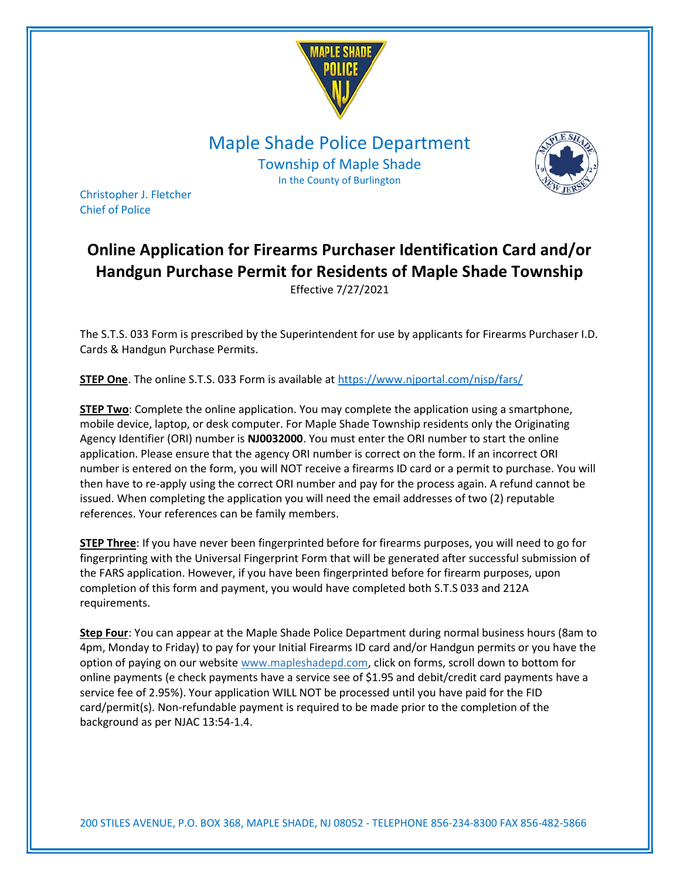# Maple Shade Police Department

Township of Maple Shade

In the County of Burlington

Christopher J. Fletcher
Chief of Police

## Online Application for Firearms Purchaser Identification Card and/or Handgun Purchase Permit for Residents of Maple Shade Township

Effective 7/27/2021

The S.T.S. 033 Form is prescribed by the Superintendent for use by applicants for Firearms Purchaser I.D. Cards & Handgun Purchase Permits.

**STEP One**. The online S.T.S. 033 Form is available at https://www.njportal.com/njsp/fars/

**STEP Two**: Complete the online application. You may complete the application using a smartphone, mobile device, laptop, or desk computer. For Maple Shade Township residents only the Originating Agency Identifier (ORI) number is **NJ0032000**. You must enter the ORI number to start the online application. Please ensure that the agency ORI number is correct on the form. If an incorrect ORI number is entered on the form, you will NOT receive a firearms ID card or a permit to purchase. You will then have to re-apply using the correct ORI number and pay for the process again. A refund cannot be issued. When completing the application you will need the email addresses of two (2) reputable references. Your references can be family members.

**STEP Three**: If you have never been fingerprinted before for firearms purposes, you will need to go for fingerprinting with the Universal Fingerprint Form that will be generated after successful submission of the FARS application. However, if you have been fingerprinted before for firearm purposes, upon completion of this form and payment, you would have completed both S.T.S 033 and 212A requirements.

**Step Four**: You can appear at the Maple Shade Police Department during normal business hours (8am to 4pm, Monday to Friday) to pay for your Initial Firearms ID card and/or Handgun permits or you have the option of paying on our website www.mapleshadepd.com, click on forms, scroll down to bottom for online payments (e check payments have a service see of $1.95 and debit/credit card payments have a service fee of 2.95%). Your application WILL NOT be processed until you have paid for the FID card/permit(s). Non-refundable payment is required to be made prior to the completion of the background as per NJAC 13:54-1.4.

200 STILES AVENUE, P.O. BOX 368, MAPLE SHADE, NJ 08052 - TELEPHONE 856-234-8300 FAX 856-482-5866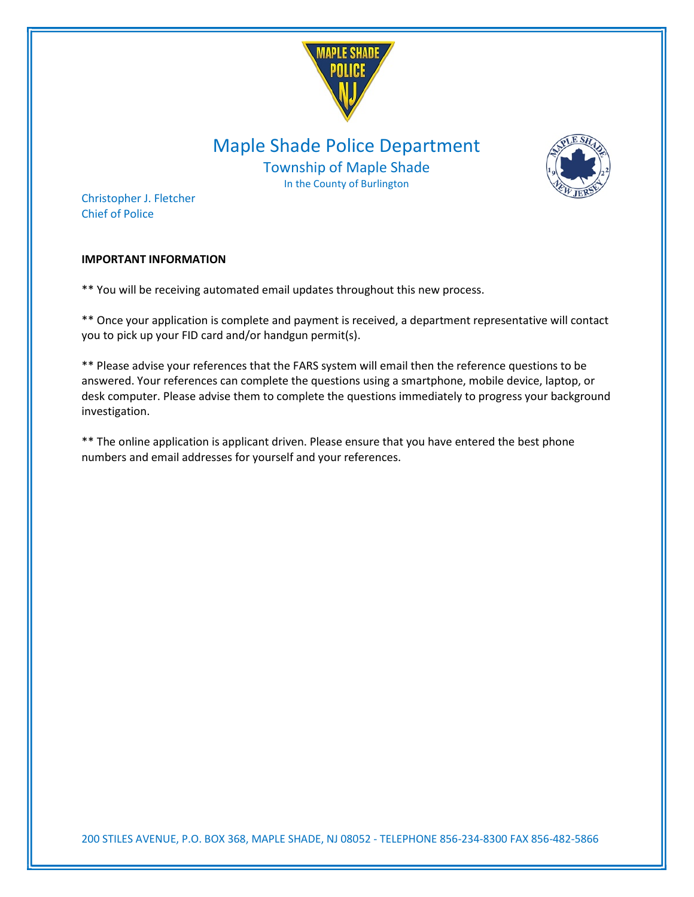# Maple Shade Police Department

## Township of Maple Shade

In the County of Burlington

Christopher J. Fletcher
Chief of Police

**IMPORTANT INFORMATION**

** You will be receiving automated email updates throughout this new process.

** Once your application is complete and payment is received, a department representative will contact you to pick up your FID card and/or handgun permit(s).

** Please advise your references that the FARS system will email then the reference questions to be answered. Your references can complete the questions using a smartphone, mobile device, laptop, or desk computer. Please advise them to complete the questions immediately to progress your background investigation.

** The online application is applicant driven. Please ensure that you have entered the best phone numbers and email addresses for yourself and your references.

200 STILES AVENUE, P.O. BOX 368, MAPLE SHADE, NJ 08052 - TELEPHONE 856-234-8300 FAX 856-482-5866